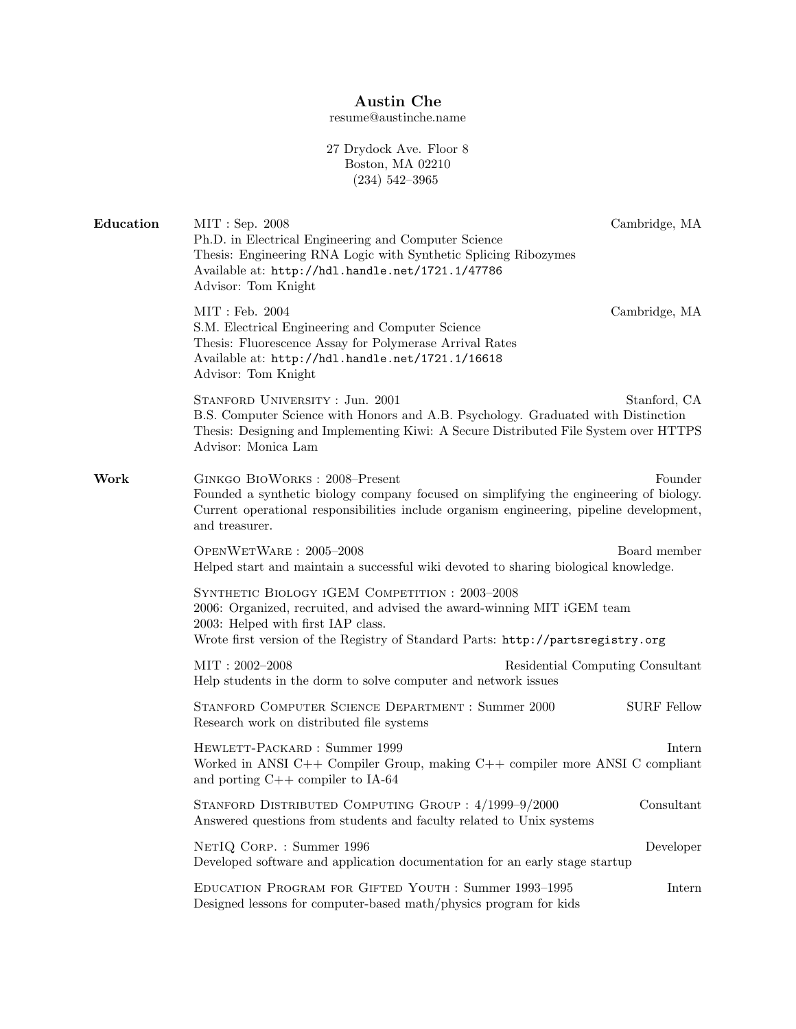# Austin Che

resume@austinche.name

27 Drydock Ave. Floor 8
Boston, MA 02210
(234) 542–3965

## Education

**MIT** : Sep. 2008 — Cambridge, MA
Ph.D. in Electrical Engineering and Computer Science
Thesis: Engineering RNA Logic with Synthetic Splicing Ribozymes
Available at: `http://hdl.handle.net/1721.1/47786`
Advisor: Tom Knight

**MIT** : Feb. 2004 — Cambridge, MA
S.M. Electrical Engineering and Computer Science
Thesis: Fluorescence Assay for Polymerase Arrival Rates
Available at: `http://hdl.handle.net/1721.1/16618`
Advisor: Tom Knight

**Stanford University** : Jun. 2001 — Stanford, CA
B.S. Computer Science with Honors and A.B. Psychology. Graduated with Distinction
Thesis: Designing and Implementing Kiwi: A Secure Distributed File System over HTTPS
Advisor: Monica Lam

## Work

**Ginkgo BioWorks** : 2008–Present — Founder
Founded a synthetic biology company focused on simplifying the engineering of biology. Current operational responsibilities include organism engineering, pipeline development, and treasurer.

**OpenWetWare** : 2005–2008 — Board member
Helped start and maintain a successful wiki devoted to sharing biological knowledge.

**Synthetic Biology iGEM Competition** : 2003–2008
2006: Organized, recruited, and advised the award-winning MIT iGEM team
2003: Helped with first IAP class.
Wrote first version of the Registry of Standard Parts: `http://partsregistry.org`

**MIT** : 2002–2008 — Residential Computing Consultant
Help students in the dorm to solve computer and network issues

**Stanford Computer Science Department** : Summer 2000 — SURF Fellow
Research work on distributed file systems

**Hewlett-Packard** : Summer 1999 — Intern
Worked in ANSI C++ Compiler Group, making C++ compiler more ANSI C compliant and porting C++ compiler to IA-64

**Stanford Distributed Computing Group** : 4/1999–9/2000 — Consultant
Answered questions from students and faculty related to Unix systems

**NetIQ Corp.** : Summer 1996 — Developer
Developed software and application documentation for an early stage startup

**Education Program for Gifted Youth** : Summer 1993–1995 — Intern
Designed lessons for computer-based math/physics program for kids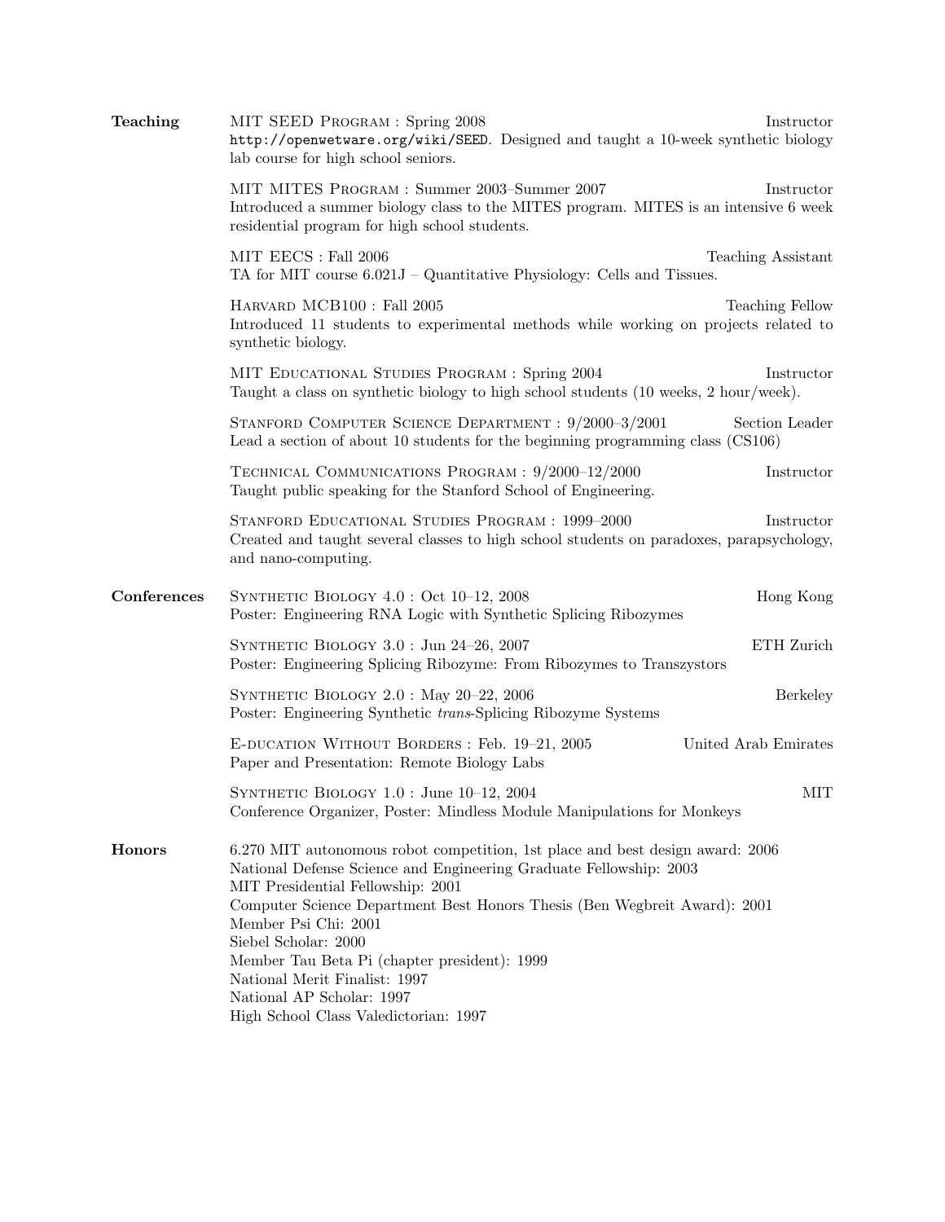## Teaching

**MIT SEED Program : Spring 2008** — Instructor
http://openwetware.org/wiki/SEED. Designed and taught a 10-week synthetic biology lab course for high school seniors.

**MIT MITES Program : Summer 2003–Summer 2007** — Instructor
Introduced a summer biology class to the MITES program. MITES is an intensive 6 week residential program for high school students.

**MIT EECS : Fall 2006** — Teaching Assistant
TA for MIT course 6.021J – Quantitative Physiology: Cells and Tissues.

**Harvard MCB100 : Fall 2005** — Teaching Fellow
Introduced 11 students to experimental methods while working on projects related to synthetic biology.

**MIT Educational Studies Program : Spring 2004** — Instructor
Taught a class on synthetic biology to high school students (10 weeks, 2 hour/week).

**Stanford Computer Science Department : 9/2000–3/2001** — Section Leader
Lead a section of about 10 students for the beginning programming class (CS106)

**Technical Communications Program : 9/2000–12/2000** — Instructor
Taught public speaking for the Stanford School of Engineering.

**Stanford Educational Studies Program : 1999–2000** — Instructor
Created and taught several classes to high school students on paradoxes, parapsychology, and nano-computing.

## Conferences

**Synthetic Biology 4.0 : Oct 10–12, 2008** — Hong Kong
Poster: Engineering RNA Logic with Synthetic Splicing Ribozymes

**Synthetic Biology 3.0 : Jun 24–26, 2007** — ETH Zurich
Poster: Engineering Splicing Ribozyme: From Ribozymes to Transzystors

**Synthetic Biology 2.0 : May 20–22, 2006** — Berkeley
Poster: Engineering Synthetic *trans*-Splicing Ribozyme Systems

**E-ducation Without Borders : Feb. 19–21, 2005** — United Arab Emirates
Paper and Presentation: Remote Biology Labs

**Synthetic Biology 1.0 : June 10–12, 2004** — MIT
Conference Organizer, Poster: Mindless Module Manipulations for Monkeys

## Honors

6.270 MIT autonomous robot competition, 1st place and best design award: 2006
National Defense Science and Engineering Graduate Fellowship: 2003
MIT Presidential Fellowship: 2001
Computer Science Department Best Honors Thesis (Ben Wegbreit Award): 2001
Member Psi Chi: 2001
Siebel Scholar: 2000
Member Tau Beta Pi (chapter president): 1999
National Merit Finalist: 1997
National AP Scholar: 1997
High School Class Valedictorian: 1997